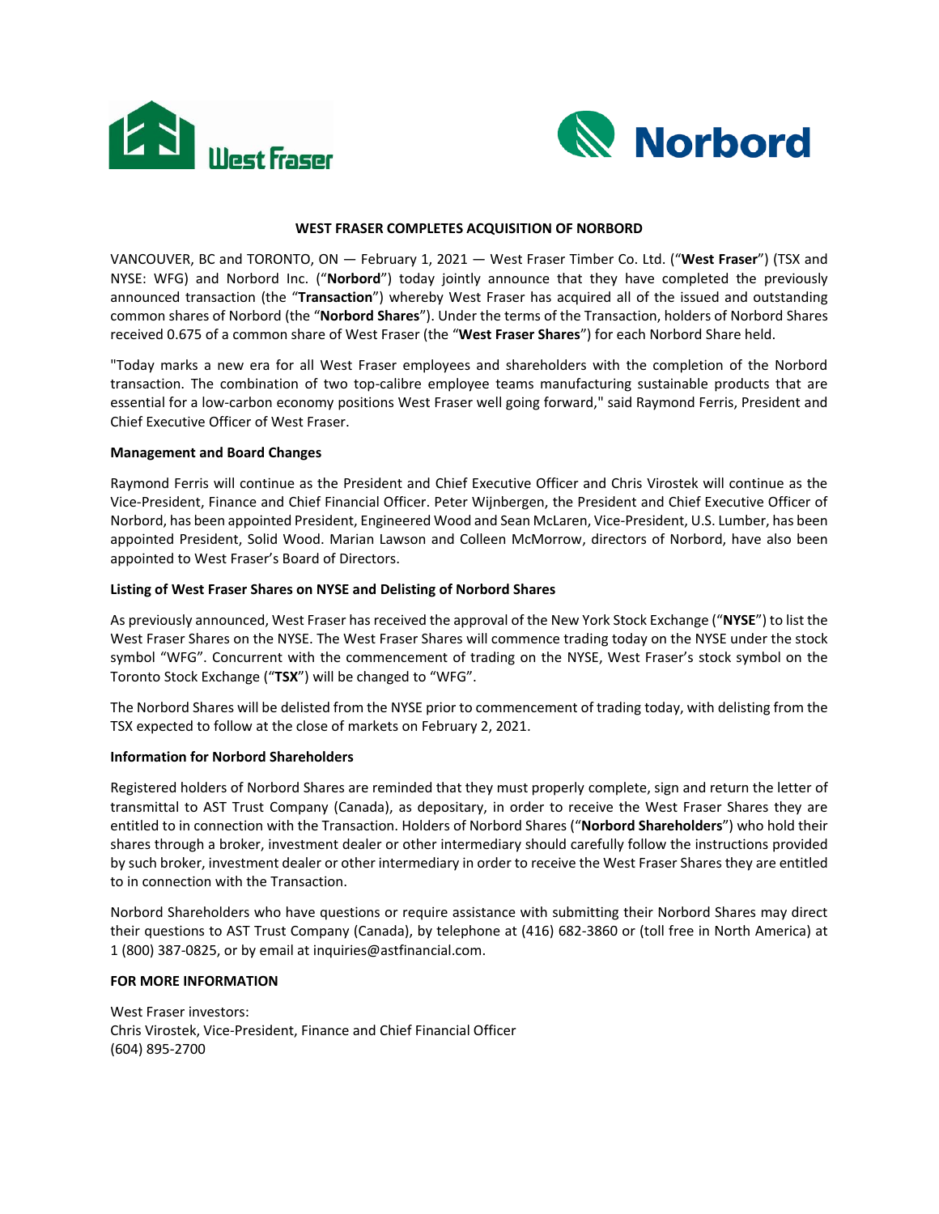# WEST FRASER COMPLETES ACQUISITION OF NORBORD

VANCOUVER, BC and TORONTO, ON — February 1, 2021 — West Fraser Timber Co. Ltd. ("**West Fraser**") (TSX and NYSE: WFG) and Norbord Inc. ("**Norbord**") today jointly announce that they have completed the previously announced transaction (the "**Transaction**") whereby West Fraser has acquired all of the issued and outstanding common shares of Norbord (the "**Norbord Shares**"). Under the terms of the Transaction, holders of Norbord Shares received 0.675 of a common share of West Fraser (the "**West Fraser Shares**") for each Norbord Share held.

"Today marks a new era for all West Fraser employees and shareholders with the completion of the Norbord transaction. The combination of two top-calibre employee teams manufacturing sustainable products that are essential for a low-carbon economy positions West Fraser well going forward," said Raymond Ferris, President and Chief Executive Officer of West Fraser.

**Management and Board Changes**

Raymond Ferris will continue as the President and Chief Executive Officer and Chris Virostek will continue as the Vice-President, Finance and Chief Financial Officer. Peter Wijnbergen, the President and Chief Executive Officer of Norbord, has been appointed President, Engineered Wood and Sean McLaren, Vice-President, U.S. Lumber, has been appointed President, Solid Wood. Marian Lawson and Colleen McMorrow, directors of Norbord, have also been appointed to West Fraser's Board of Directors.

**Listing of West Fraser Shares on NYSE and Delisting of Norbord Shares**

As previously announced, West Fraser has received the approval of the New York Stock Exchange ("**NYSE**") to list the West Fraser Shares on the NYSE. The West Fraser Shares will commence trading today on the NYSE under the stock symbol "WFG". Concurrent with the commencement of trading on the NYSE, West Fraser's stock symbol on the Toronto Stock Exchange ("**TSX**") will be changed to "WFG".

The Norbord Shares will be delisted from the NYSE prior to commencement of trading today, with delisting from the TSX expected to follow at the close of markets on February 2, 2021.

**Information for Norbord Shareholders**

Registered holders of Norbord Shares are reminded that they must properly complete, sign and return the letter of transmittal to AST Trust Company (Canada), as depositary, in order to receive the West Fraser Shares they are entitled to in connection with the Transaction. Holders of Norbord Shares ("**Norbord Shareholders**") who hold their shares through a broker, investment dealer or other intermediary should carefully follow the instructions provided by such broker, investment dealer or other intermediary in order to receive the West Fraser Shares they are entitled to in connection with the Transaction.

Norbord Shareholders who have questions or require assistance with submitting their Norbord Shares may direct their questions to AST Trust Company (Canada), by telephone at (416) 682-3860 or (toll free in North America) at 1 (800) 387-0825, or by email at inquiries@astfinancial.com.

**FOR MORE INFORMATION**

West Fraser investors:
Chris Virostek, Vice-President, Finance and Chief Financial Officer
(604) 895-2700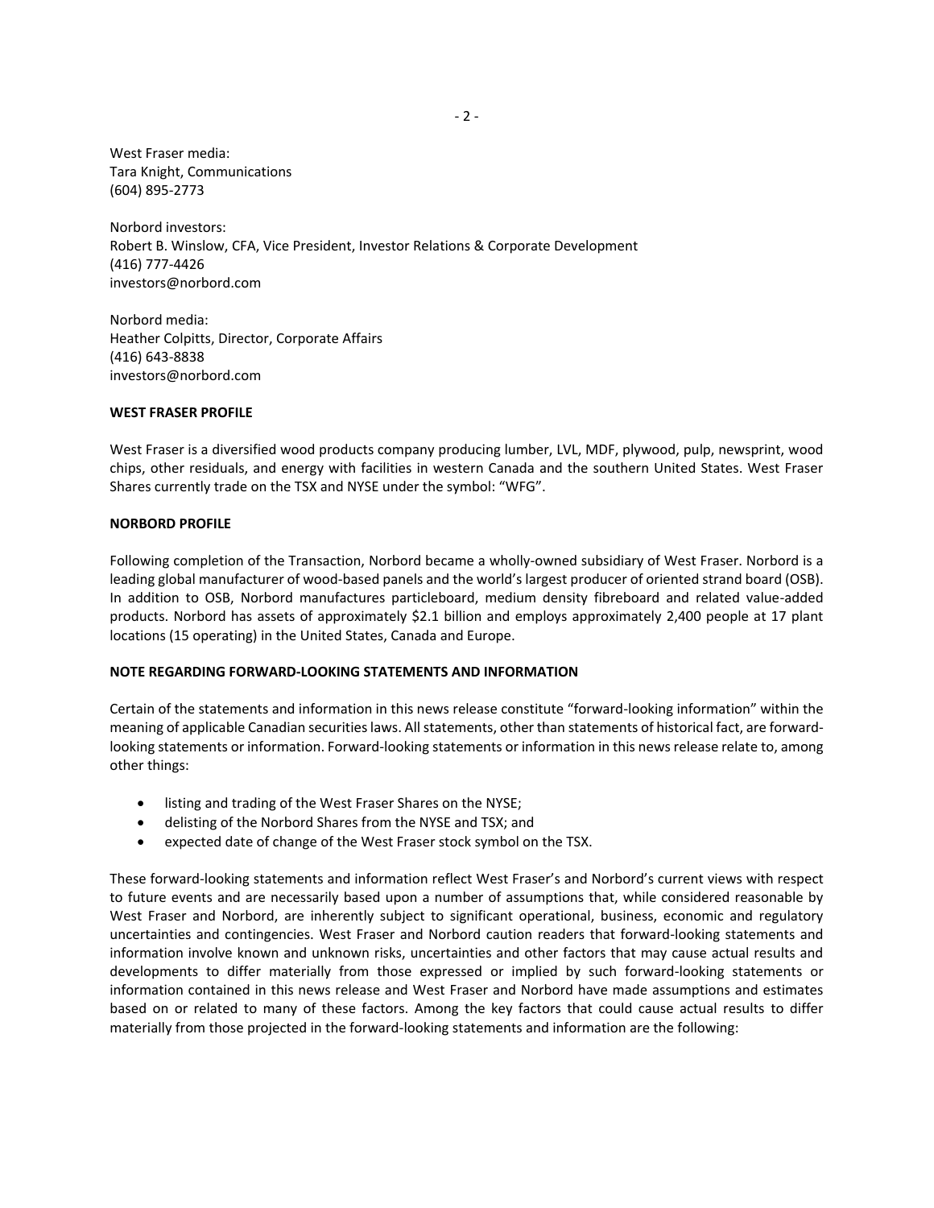West Fraser media:
Tara Knight, Communications
(604) 895-2773

Norbord investors:
Robert B. Winslow, CFA, Vice President, Investor Relations & Corporate Development
(416) 777-4426
investors@norbord.com

Norbord media:
Heather Colpitts, Director, Corporate Affairs
(416) 643-8838
investors@norbord.com

**WEST FRASER PROFILE**

West Fraser is a diversified wood products company producing lumber, LVL, MDF, plywood, pulp, newsprint, wood chips, other residuals, and energy with facilities in western Canada and the southern United States. West Fraser Shares currently trade on the TSX and NYSE under the symbol: "WFG".

**NORBORD PROFILE**

Following completion of the Transaction, Norbord became a wholly-owned subsidiary of West Fraser. Norbord is a leading global manufacturer of wood-based panels and the world's largest producer of oriented strand board (OSB). In addition to OSB, Norbord manufactures particleboard, medium density fibreboard and related value-added products. Norbord has assets of approximately $2.1 billion and employs approximately 2,400 people at 17 plant locations (15 operating) in the United States, Canada and Europe.

**NOTE REGARDING FORWARD-LOOKING STATEMENTS AND INFORMATION**

Certain of the statements and information in this news release constitute "forward-looking information" within the meaning of applicable Canadian securities laws. All statements, other than statements of historical fact, are forward-looking statements or information. Forward-looking statements or information in this news release relate to, among other things:

- listing and trading of the West Fraser Shares on the NYSE;
- delisting of the Norbord Shares from the NYSE and TSX; and
- expected date of change of the West Fraser stock symbol on the TSX.

These forward-looking statements and information reflect West Fraser's and Norbord's current views with respect to future events and are necessarily based upon a number of assumptions that, while considered reasonable by West Fraser and Norbord, are inherently subject to significant operational, business, economic and regulatory uncertainties and contingencies. West Fraser and Norbord caution readers that forward-looking statements and information involve known and unknown risks, uncertainties and other factors that may cause actual results and developments to differ materially from those expressed or implied by such forward-looking statements or information contained in this news release and West Fraser and Norbord have made assumptions and estimates based on or related to many of these factors. Among the key factors that could cause actual results to differ materially from those projected in the forward-looking statements and information are the following: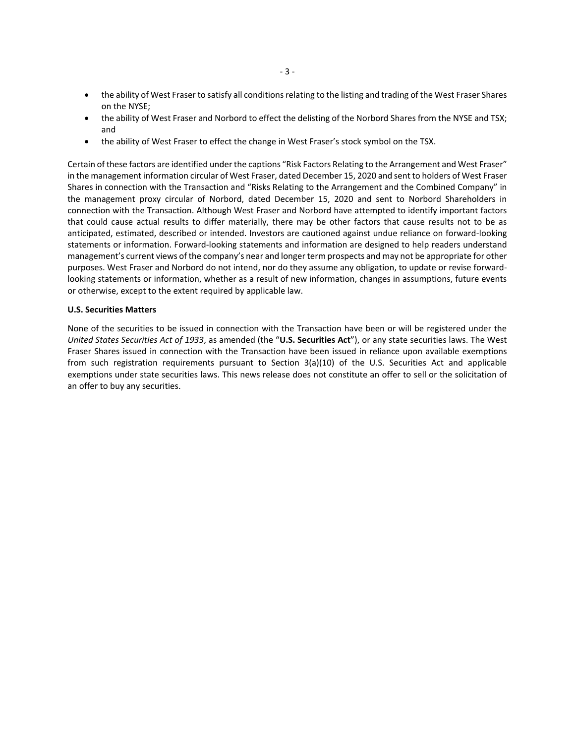- the ability of West Fraser to satisfy all conditions relating to the listing and trading of the West Fraser Shares on the NYSE;
- the ability of West Fraser and Norbord to effect the delisting of the Norbord Shares from the NYSE and TSX; and
- the ability of West Fraser to effect the change in West Fraser's stock symbol on the TSX.

Certain of these factors are identified under the captions "Risk Factors Relating to the Arrangement and West Fraser" in the management information circular of West Fraser, dated December 15, 2020 and sent to holders of West Fraser Shares in connection with the Transaction and "Risks Relating to the Arrangement and the Combined Company" in the management proxy circular of Norbord, dated December 15, 2020 and sent to Norbord Shareholders in connection with the Transaction. Although West Fraser and Norbord have attempted to identify important factors that could cause actual results to differ materially, there may be other factors that cause results not to be as anticipated, estimated, described or intended. Investors are cautioned against undue reliance on forward-looking statements or information. Forward-looking statements and information are designed to help readers understand management's current views of the company's near and longer term prospects and may not be appropriate for other purposes. West Fraser and Norbord do not intend, nor do they assume any obligation, to update or revise forward-looking statements or information, whether as a result of new information, changes in assumptions, future events or otherwise, except to the extent required by applicable law.

**U.S. Securities Matters**

None of the securities to be issued in connection with the Transaction have been or will be registered under the *United States Securities Act of 1933*, as amended (the "**U.S. Securities Act**"), or any state securities laws. The West Fraser Shares issued in connection with the Transaction have been issued in reliance upon available exemptions from such registration requirements pursuant to Section 3(a)(10) of the U.S. Securities Act and applicable exemptions under state securities laws. This news release does not constitute an offer to sell or the solicitation of an offer to buy any securities.